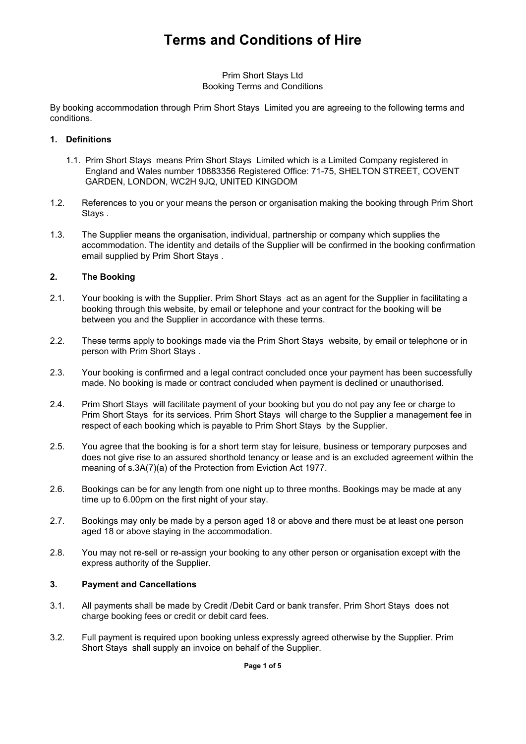# Terms and Conditions of Hire

Prim Short Stays Ltd
Booking Terms and Conditions

By booking accommodation through Prim Short Stays Limited you are agreeing to the following terms and conditions.

## 1. Definitions

1.1. Prim Short Stays means Prim Short Stays Limited which is a Limited Company registered in England and Wales number 10883356 Registered Office: 71-75, SHELTON STREET, COVENT GARDEN, LONDON, WC2H 9JQ, UNITED KINGDOM

1.2. References to you or your means the person or organisation making the booking through Prim Short Stays .

1.3. The Supplier means the organisation, individual, partnership or company which supplies the accommodation. The identity and details of the Supplier will be confirmed in the booking confirmation email supplied by Prim Short Stays .

## 2. The Booking

2.1. Your booking is with the Supplier. Prim Short Stays act as an agent for the Supplier in facilitating a booking through this website, by email or telephone and your contract for the booking will be between you and the Supplier in accordance with these terms.

2.2. These terms apply to bookings made via the Prim Short Stays website, by email or telephone or in person with Prim Short Stays .

2.3. Your booking is confirmed and a legal contract concluded once your payment has been successfully made. No booking is made or contract concluded when payment is declined or unauthorised.

2.4. Prim Short Stays will facilitate payment of your booking but you do not pay any fee or charge to Prim Short Stays for its services. Prim Short Stays will charge to the Supplier a management fee in respect of each booking which is payable to Prim Short Stays by the Supplier.

2.5. You agree that the booking is for a short term stay for leisure, business or temporary purposes and does not give rise to an assured shorthold tenancy or lease and is an excluded agreement within the meaning of s.3A(7)(a) of the Protection from Eviction Act 1977.

2.6. Bookings can be for any length from one night up to three months. Bookings may be made at any time up to 6.00pm on the first night of your stay.

2.7. Bookings may only be made by a person aged 18 or above and there must be at least one person aged 18 or above staying in the accommodation.

2.8. You may not re-sell or re-assign your booking to any other person or organisation except with the express authority of the Supplier.

## 3. Payment and Cancellations

3.1. All payments shall be made by Credit /Debit Card or bank transfer. Prim Short Stays does not charge booking fees or credit or debit card fees.

3.2. Full payment is required upon booking unless expressly agreed otherwise by the Supplier. Prim Short Stays shall supply an invoice on behalf of the Supplier.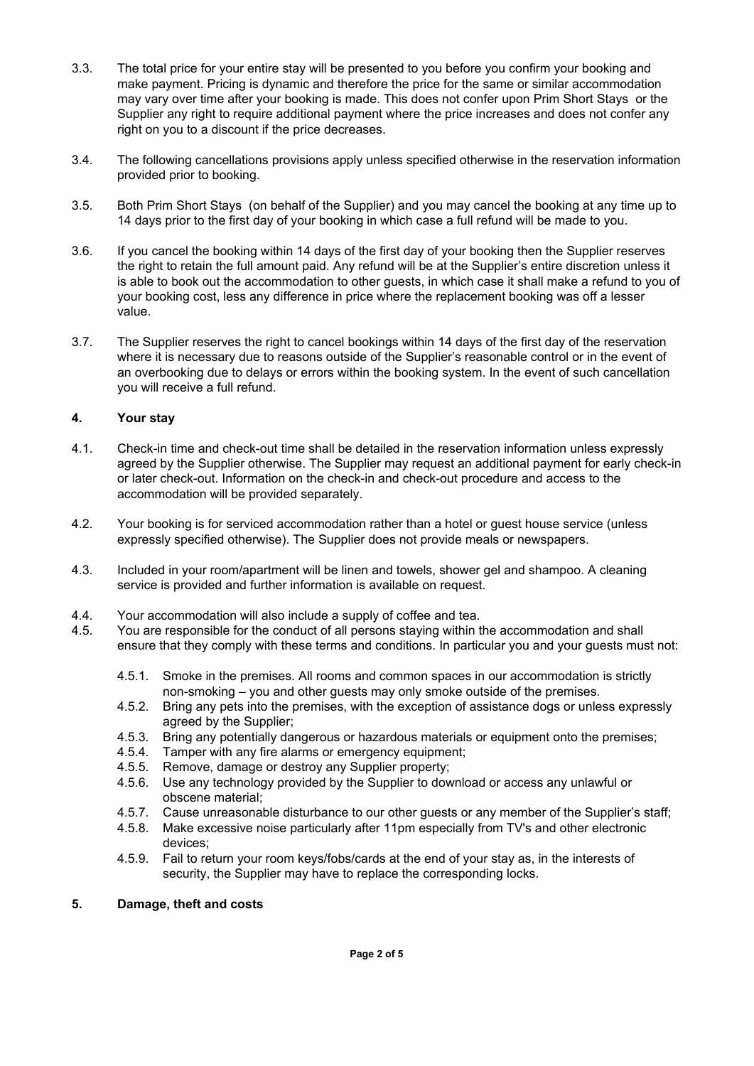3.3. The total price for your entire stay will be presented to you before you confirm your booking and make payment. Pricing is dynamic and therefore the price for the same or similar accommodation may vary over time after your booking is made. This does not confer upon Prim Short Stays or the Supplier any right to require additional payment where the price increases and does not confer any right on you to a discount if the price decreases.

3.4. The following cancellations provisions apply unless specified otherwise in the reservation information provided prior to booking.

3.5. Both Prim Short Stays (on behalf of the Supplier) and you may cancel the booking at any time up to 14 days prior to the first day of your booking in which case a full refund will be made to you.

3.6. If you cancel the booking within 14 days of the first day of your booking then the Supplier reserves the right to retain the full amount paid. Any refund will be at the Supplier's entire discretion unless it is able to book out the accommodation to other guests, in which case it shall make a refund to you of your booking cost, less any difference in price where the replacement booking was off a lesser value.

3.7. The Supplier reserves the right to cancel bookings within 14 days of the first day of the reservation where it is necessary due to reasons outside of the Supplier's reasonable control or in the event of an overbooking due to delays or errors within the booking system. In the event of such cancellation you will receive a full refund.

## 4. Your stay

4.1. Check-in time and check-out time shall be detailed in the reservation information unless expressly agreed by the Supplier otherwise. The Supplier may request an additional payment for early check-in or later check-out. Information on the check-in and check-out procedure and access to the accommodation will be provided separately.

4.2. Your booking is for serviced accommodation rather than a hotel or guest house service (unless expressly specified otherwise). The Supplier does not provide meals or newspapers.

4.3. Included in your room/apartment will be linen and towels, shower gel and shampoo. A cleaning service is provided and further information is available on request.

4.4. Your accommodation will also include a supply of coffee and tea.

4.5. You are responsible for the conduct of all persons staying within the accommodation and shall ensure that they comply with these terms and conditions. In particular you and your guests must not:

- 4.5.1. Smoke in the premises. All rooms and common spaces in our accommodation is strictly non-smoking – you and other guests may only smoke outside of the premises.
- 4.5.2. Bring any pets into the premises, with the exception of assistance dogs or unless expressly agreed by the Supplier;
- 4.5.3. Bring any potentially dangerous or hazardous materials or equipment onto the premises;
- 4.5.4. Tamper with any fire alarms or emergency equipment;
- 4.5.5. Remove, damage or destroy any Supplier property;
- 4.5.6. Use any technology provided by the Supplier to download or access any unlawful or obscene material;
- 4.5.7. Cause unreasonable disturbance to our other guests or any member of the Supplier's staff;
- 4.5.8. Make excessive noise particularly after 11pm especially from TV's and other electronic devices;
- 4.5.9. Fail to return your room keys/fobs/cards at the end of your stay as, in the interests of security, the Supplier may have to replace the corresponding locks.

## 5. Damage, theft and costs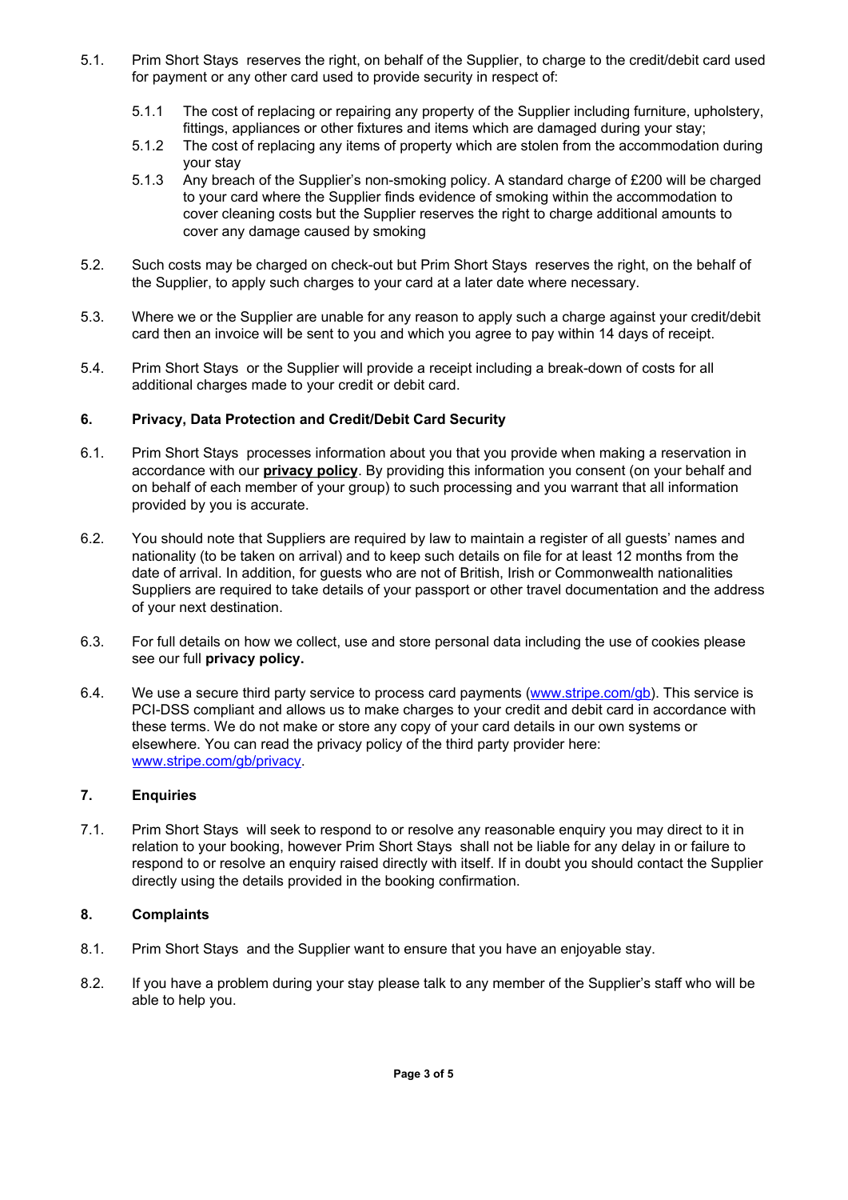5.1. Prim Short Stays reserves the right, on behalf of the Supplier, to charge to the credit/debit card used for payment or any other card used to provide security in respect of:

5.1.1 The cost of replacing or repairing any property of the Supplier including furniture, upholstery, fittings, appliances or other fixtures and items which are damaged during your stay;

5.1.2 The cost of replacing any items of property which are stolen from the accommodation during your stay

5.1.3 Any breach of the Supplier's non-smoking policy. A standard charge of £200 will be charged to your card where the Supplier finds evidence of smoking within the accommodation to cover cleaning costs but the Supplier reserves the right to charge additional amounts to cover any damage caused by smoking

5.2. Such costs may be charged on check-out but Prim Short Stays reserves the right, on the behalf of the Supplier, to apply such charges to your card at a later date where necessary.

5.3. Where we or the Supplier are unable for any reason to apply such a charge against your credit/debit card then an invoice will be sent to you and which you agree to pay within 14 days of receipt.

5.4. Prim Short Stays or the Supplier will provide a receipt including a break-down of costs for all additional charges made to your credit or debit card.

## 6. Privacy, Data Protection and Credit/Debit Card Security

6.1. Prim Short Stays processes information about you that you provide when making a reservation in accordance with our **privacy policy**. By providing this information you consent (on your behalf and on behalf of each member of your group) to such processing and you warrant that all information provided by you is accurate.

6.2. You should note that Suppliers are required by law to maintain a register of all guests' names and nationality (to be taken on arrival) and to keep such details on file for at least 12 months from the date of arrival. In addition, for guests who are not of British, Irish or Commonwealth nationalities Suppliers are required to take details of your passport or other travel documentation and the address of your next destination.

6.3. For full details on how we collect, use and store personal data including the use of cookies please see our full **privacy policy.**

6.4. We use a secure third party service to process card payments (www.stripe.com/gb). This service is PCI-DSS compliant and allows us to make charges to your credit and debit card in accordance with these terms. We do not make or store any copy of your card details in our own systems or elsewhere. You can read the privacy policy of the third party provider here: www.stripe.com/gb/privacy.

## 7. Enquiries

7.1. Prim Short Stays will seek to respond to or resolve any reasonable enquiry you may direct to it in relation to your booking, however Prim Short Stays shall not be liable for any delay in or failure to respond to or resolve an enquiry raised directly with itself. If in doubt you should contact the Supplier directly using the details provided in the booking confirmation.

## 8. Complaints

8.1. Prim Short Stays and the Supplier want to ensure that you have an enjoyable stay.

8.2. If you have a problem during your stay please talk to any member of the Supplier's staff who will be able to help you.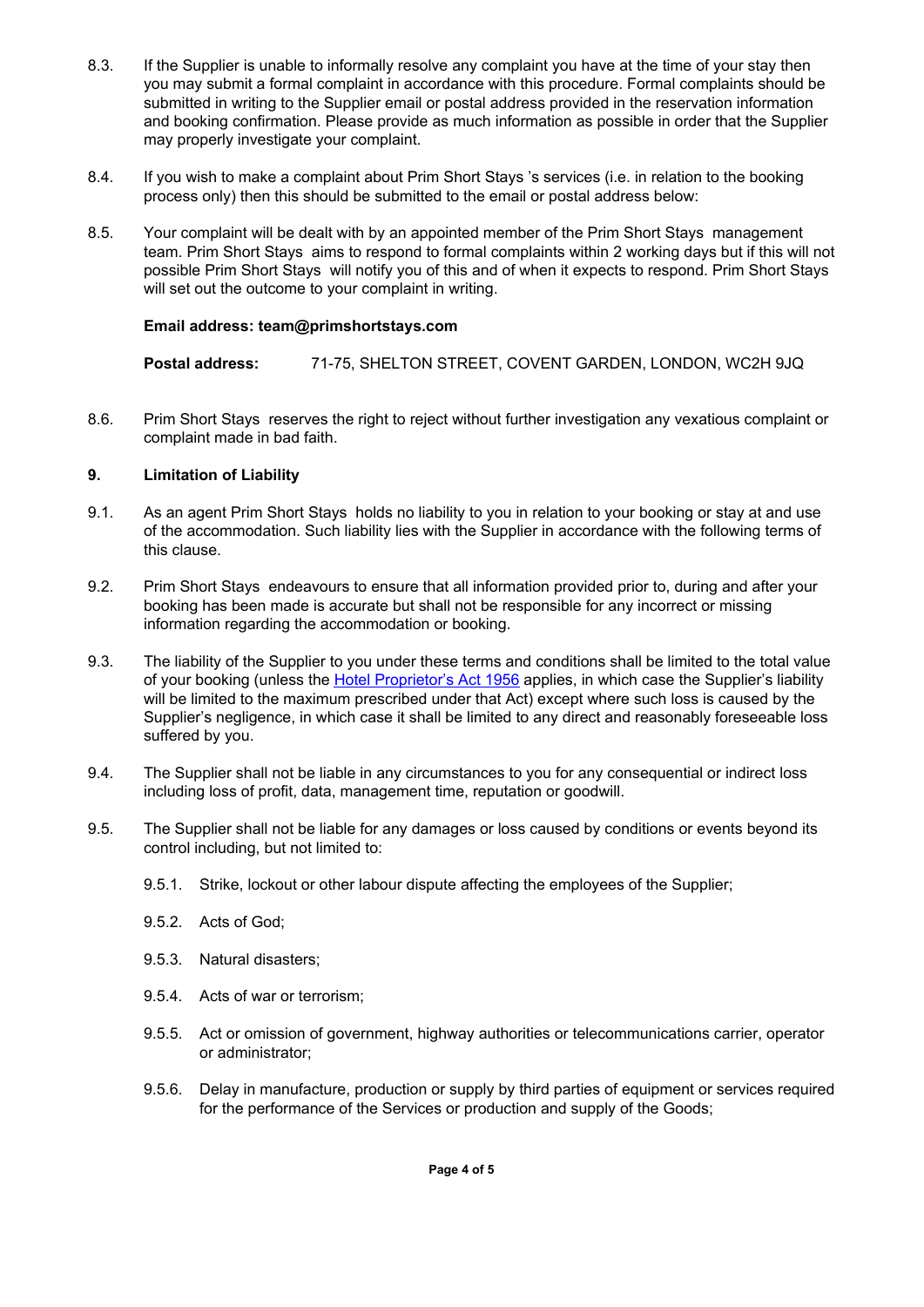8.3. If the Supplier is unable to informally resolve any complaint you have at the time of your stay then you may submit a formal complaint in accordance with this procedure. Formal complaints should be submitted in writing to the Supplier email or postal address provided in the reservation information and booking confirmation. Please provide as much information as possible in order that the Supplier may properly investigate your complaint.

8.4. If you wish to make a complaint about Prim Short Stays 's services (i.e. in relation to the booking process only) then this should be submitted to the email or postal address below:

8.5. Your complaint will be dealt with by an appointed member of the Prim Short Stays management team. Prim Short Stays aims to respond to formal complaints within 2 working days but if this will not possible Prim Short Stays will notify you of this and of when it expects to respond. Prim Short Stays will set out the outcome to your complaint in writing.

**Email address: team@primshortstays.com**

**Postal address:** 71-75, SHELTON STREET, COVENT GARDEN, LONDON, WC2H 9JQ

8.6. Prim Short Stays reserves the right to reject without further investigation any vexatious complaint or complaint made in bad faith.

## 9. Limitation of Liability

9.1. As an agent Prim Short Stays holds no liability to you in relation to your booking or stay at and use of the accommodation. Such liability lies with the Supplier in accordance with the following terms of this clause.

9.2. Prim Short Stays endeavours to ensure that all information provided prior to, during and after your booking has been made is accurate but shall not be responsible for any incorrect or missing information regarding the accommodation or booking.

9.3. The liability of the Supplier to you under these terms and conditions shall be limited to the total value of your booking (unless the Hotel Proprietor's Act 1956 applies, in which case the Supplier's liability will be limited to the maximum prescribed under that Act) except where such loss is caused by the Supplier's negligence, in which case it shall be limited to any direct and reasonably foreseeable loss suffered by you.

9.4. The Supplier shall not be liable in any circumstances to you for any consequential or indirect loss including loss of profit, data, management time, reputation or goodwill.

9.5. The Supplier shall not be liable for any damages or loss caused by conditions or events beyond its control including, but not limited to:

9.5.1. Strike, lockout or other labour dispute affecting the employees of the Supplier;

9.5.2. Acts of God;

9.5.3. Natural disasters;

9.5.4. Acts of war or terrorism;

9.5.5. Act or omission of government, highway authorities or telecommunications carrier, operator or administrator;

9.5.6. Delay in manufacture, production or supply by third parties of equipment or services required for the performance of the Services or production and supply of the Goods;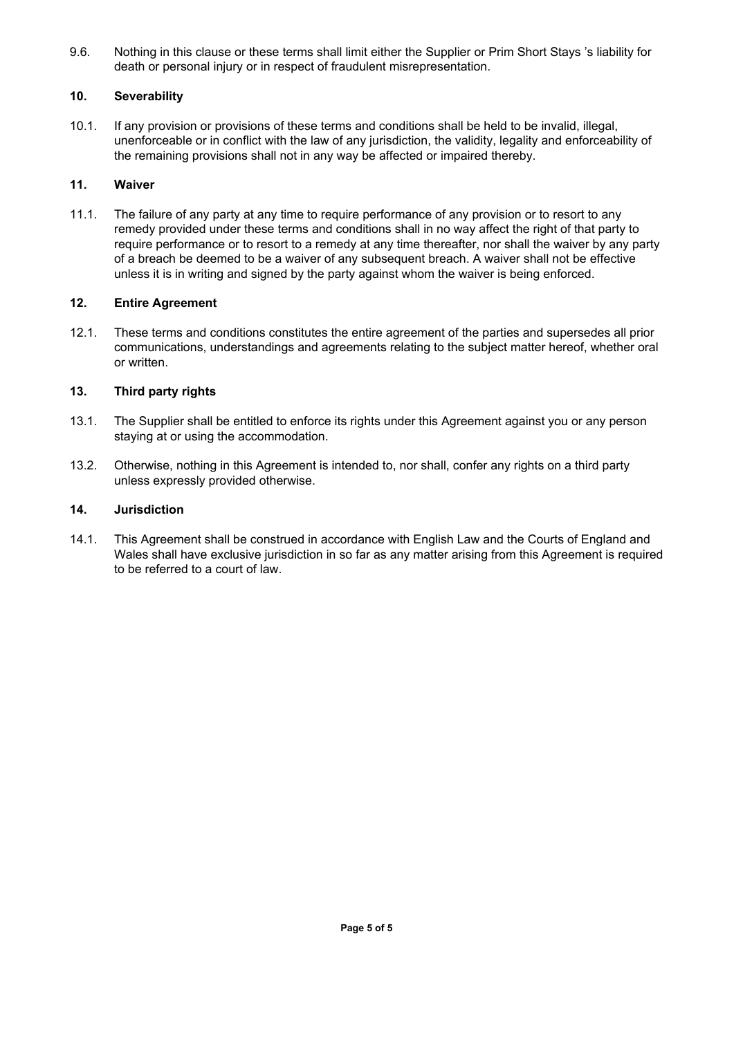9.6. Nothing in this clause or these terms shall limit either the Supplier or Prim Short Stays 's liability for death or personal injury or in respect of fraudulent misrepresentation.

## 10. Severability

10.1. If any provision or provisions of these terms and conditions shall be held to be invalid, illegal, unenforceable or in conflict with the law of any jurisdiction, the validity, legality and enforceability of the remaining provisions shall not in any way be affected or impaired thereby.

## 11. Waiver

11.1. The failure of any party at any time to require performance of any provision or to resort to any remedy provided under these terms and conditions shall in no way affect the right of that party to require performance or to resort to a remedy at any time thereafter, nor shall the waiver by any party of a breach be deemed to be a waiver of any subsequent breach. A waiver shall not be effective unless it is in writing and signed by the party against whom the waiver is being enforced.

## 12. Entire Agreement

12.1. These terms and conditions constitutes the entire agreement of the parties and supersedes all prior communications, understandings and agreements relating to the subject matter hereof, whether oral or written.

## 13. Third party rights

13.1. The Supplier shall be entitled to enforce its rights under this Agreement against you or any person staying at or using the accommodation.

13.2. Otherwise, nothing in this Agreement is intended to, nor shall, confer any rights on a third party unless expressly provided otherwise.

## 14. Jurisdiction

14.1. This Agreement shall be construed in accordance with English Law and the Courts of England and Wales shall have exclusive jurisdiction in so far as any matter arising from this Agreement is required to be referred to a court of law.